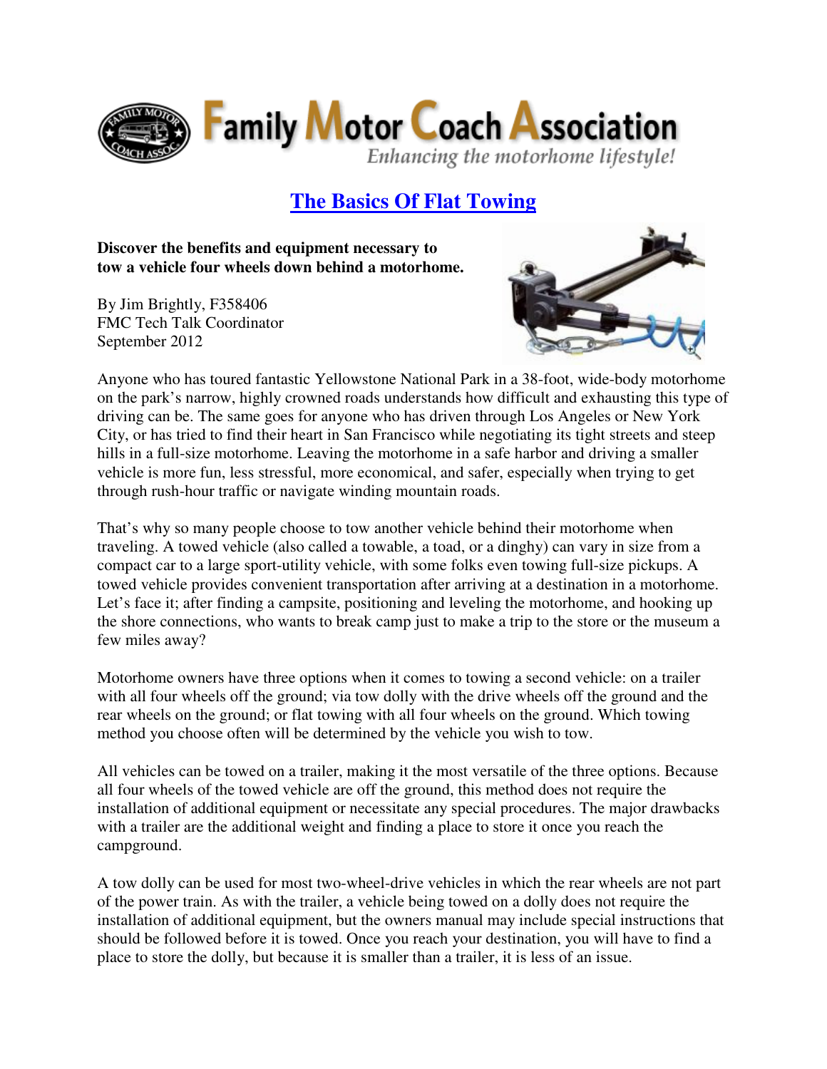Family Motor Coach Association

*Enhancing the motorhome lifestyle!*

# The Basics Of Flat Towing

**Discover the benefits and equipment necessary to tow a vehicle four wheels down behind a motorhome.**

By Jim Brightly, F358406
FMC Tech Talk Coordinator
September 2012

Anyone who has toured fantastic Yellowstone National Park in a 38-foot, wide-body motorhome on the park's narrow, highly crowned roads understands how difficult and exhausting this type of driving can be. The same goes for anyone who has driven through Los Angeles or New York City, or has tried to find their heart in San Francisco while negotiating its tight streets and steep hills in a full-size motorhome. Leaving the motorhome in a safe harbor and driving a smaller vehicle is more fun, less stressful, more economical, and safer, especially when trying to get through rush-hour traffic or navigate winding mountain roads.

That's why so many people choose to tow another vehicle behind their motorhome when traveling. A towed vehicle (also called a towable, a toad, or a dinghy) can vary in size from a compact car to a large sport-utility vehicle, with some folks even towing full-size pickups. A towed vehicle provides convenient transportation after arriving at a destination in a motorhome. Let's face it; after finding a campsite, positioning and leveling the motorhome, and hooking up the shore connections, who wants to break camp just to make a trip to the store or the museum a few miles away?

Motorhome owners have three options when it comes to towing a second vehicle: on a trailer with all four wheels off the ground; via tow dolly with the drive wheels off the ground and the rear wheels on the ground; or flat towing with all four wheels on the ground. Which towing method you choose often will be determined by the vehicle you wish to tow.

All vehicles can be towed on a trailer, making it the most versatile of the three options. Because all four wheels of the towed vehicle are off the ground, this method does not require the installation of additional equipment or necessitate any special procedures. The major drawbacks with a trailer are the additional weight and finding a place to store it once you reach the campground.

A tow dolly can be used for most two-wheel-drive vehicles in which the rear wheels are not part of the power train. As with the trailer, a vehicle being towed on a dolly does not require the installation of additional equipment, but the owners manual may include special instructions that should be followed before it is towed. Once you reach your destination, you will have to find a place to store the dolly, but because it is smaller than a trailer, it is less of an issue.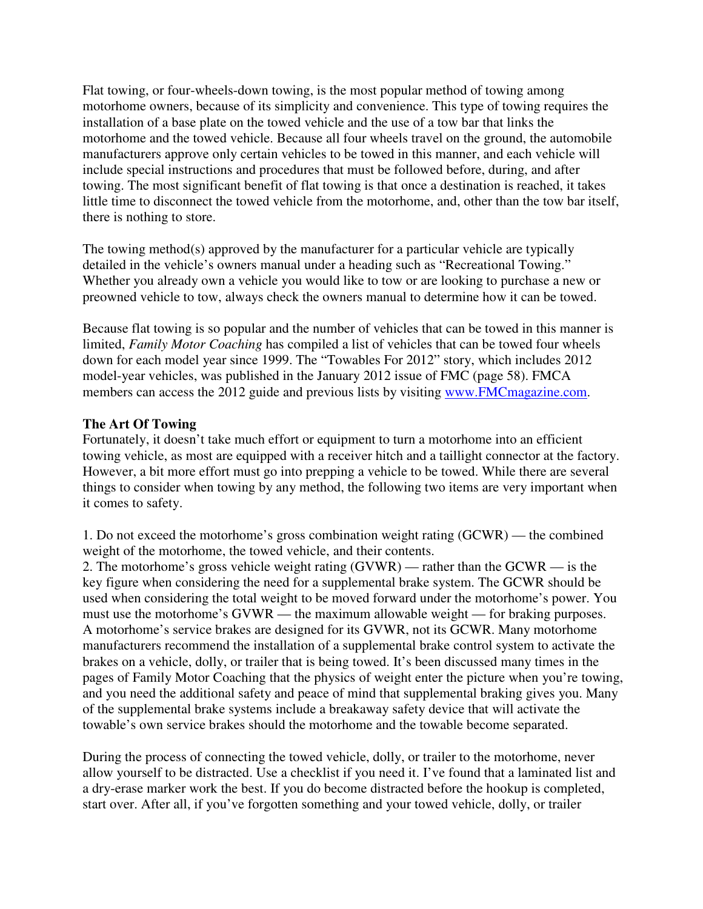Flat towing, or four-wheels-down towing, is the most popular method of towing among motorhome owners, because of its simplicity and convenience. This type of towing requires the installation of a base plate on the towed vehicle and the use of a tow bar that links the motorhome and the towed vehicle. Because all four wheels travel on the ground, the automobile manufacturers approve only certain vehicles to be towed in this manner, and each vehicle will include special instructions and procedures that must be followed before, during, and after towing. The most significant benefit of flat towing is that once a destination is reached, it takes little time to disconnect the towed vehicle from the motorhome, and, other than the tow bar itself, there is nothing to store.

The towing method(s) approved by the manufacturer for a particular vehicle are typically detailed in the vehicle's owners manual under a heading such as "Recreational Towing." Whether you already own a vehicle you would like to tow or are looking to purchase a new or preowned vehicle to tow, always check the owners manual to determine how it can be towed.

Because flat towing is so popular and the number of vehicles that can be towed in this manner is limited, *Family Motor Coaching* has compiled a list of vehicles that can be towed four wheels down for each model year since 1999. The "Towables For 2012" story, which includes 2012 model-year vehicles, was published in the January 2012 issue of FMC (page 58). FMCA members can access the 2012 guide and previous lists by visiting [www.FMCmagazine.com](http://www.FMCmagazine.com).

**The Art Of Towing**

Fortunately, it doesn't take much effort or equipment to turn a motorhome into an efficient towing vehicle, as most are equipped with a receiver hitch and a taillight connector at the factory. However, a bit more effort must go into prepping a vehicle to be towed. While there are several things to consider when towing by any method, the following two items are very important when it comes to safety.

1. Do not exceed the motorhome's gross combination weight rating (GCWR) — the combined weight of the motorhome, the towed vehicle, and their contents.
2. The motorhome's gross vehicle weight rating (GVWR) — rather than the GCWR — is the key figure when considering the need for a supplemental brake system. The GCWR should be used when considering the total weight to be moved forward under the motorhome's power. You must use the motorhome's GVWR — the maximum allowable weight — for braking purposes. A motorhome's service brakes are designed for its GVWR, not its GCWR. Many motorhome manufacturers recommend the installation of a supplemental brake control system to activate the brakes on a vehicle, dolly, or trailer that is being towed. It's been discussed many times in the pages of Family Motor Coaching that the physics of weight enter the picture when you're towing, and you need the additional safety and peace of mind that supplemental braking gives you. Many of the supplemental brake systems include a breakaway safety device that will activate the towable's own service brakes should the motorhome and the towable become separated.

During the process of connecting the towed vehicle, dolly, or trailer to the motorhome, never allow yourself to be distracted. Use a checklist if you need it. I've found that a laminated list and a dry-erase marker work the best. If you do become distracted before the hookup is completed, start over. After all, if you've forgotten something and your towed vehicle, dolly, or trailer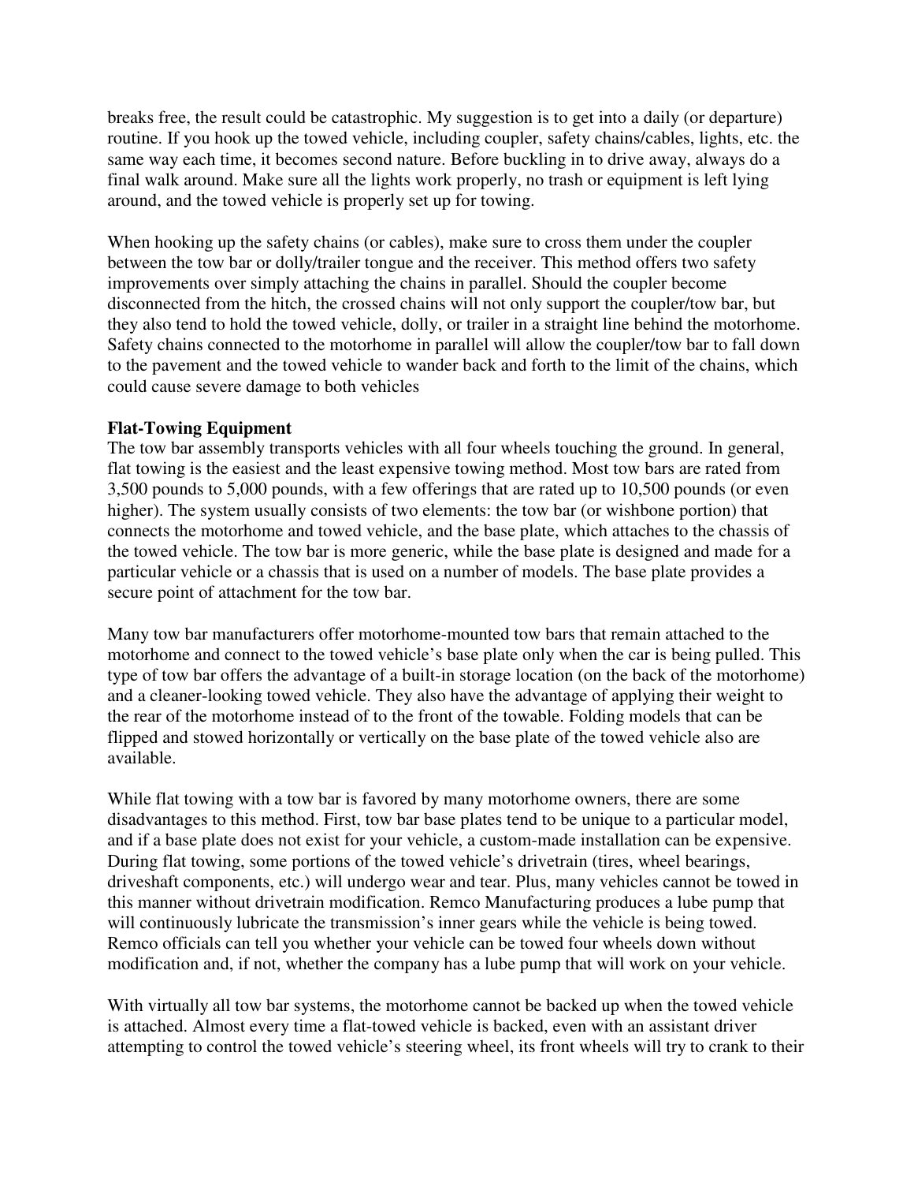breaks free, the result could be catastrophic. My suggestion is to get into a daily (or departure) routine. If you hook up the towed vehicle, including coupler, safety chains/cables, lights, etc. the same way each time, it becomes second nature. Before buckling in to drive away, always do a final walk around. Make sure all the lights work properly, no trash or equipment is left lying around, and the towed vehicle is properly set up for towing.

When hooking up the safety chains (or cables), make sure to cross them under the coupler between the tow bar or dolly/trailer tongue and the receiver. This method offers two safety improvements over simply attaching the chains in parallel. Should the coupler become disconnected from the hitch, the crossed chains will not only support the coupler/tow bar, but they also tend to hold the towed vehicle, dolly, or trailer in a straight line behind the motorhome. Safety chains connected to the motorhome in parallel will allow the coupler/tow bar to fall down to the pavement and the towed vehicle to wander back and forth to the limit of the chains, which could cause severe damage to both vehicles

**Flat-Towing Equipment**

The tow bar assembly transports vehicles with all four wheels touching the ground. In general, flat towing is the easiest and the least expensive towing method. Most tow bars are rated from 3,500 pounds to 5,000 pounds, with a few offerings that are rated up to 10,500 pounds (or even higher). The system usually consists of two elements: the tow bar (or wishbone portion) that connects the motorhome and towed vehicle, and the base plate, which attaches to the chassis of the towed vehicle. The tow bar is more generic, while the base plate is designed and made for a particular vehicle or a chassis that is used on a number of models. The base plate provides a secure point of attachment for the tow bar.

Many tow bar manufacturers offer motorhome-mounted tow bars that remain attached to the motorhome and connect to the towed vehicle's base plate only when the car is being pulled. This type of tow bar offers the advantage of a built-in storage location (on the back of the motorhome) and a cleaner-looking towed vehicle. They also have the advantage of applying their weight to the rear of the motorhome instead of to the front of the towable. Folding models that can be flipped and stowed horizontally or vertically on the base plate of the towed vehicle also are available.

While flat towing with a tow bar is favored by many motorhome owners, there are some disadvantages to this method. First, tow bar base plates tend to be unique to a particular model, and if a base plate does not exist for your vehicle, a custom-made installation can be expensive. During flat towing, some portions of the towed vehicle's drivetrain (tires, wheel bearings, driveshaft components, etc.) will undergo wear and tear. Plus, many vehicles cannot be towed in this manner without drivetrain modification. Remco Manufacturing produces a lube pump that will continuously lubricate the transmission's inner gears while the vehicle is being towed. Remco officials can tell you whether your vehicle can be towed four wheels down without modification and, if not, whether the company has a lube pump that will work on your vehicle.

With virtually all tow bar systems, the motorhome cannot be backed up when the towed vehicle is attached. Almost every time a flat-towed vehicle is backed, even with an assistant driver attempting to control the towed vehicle's steering wheel, its front wheels will try to crank to their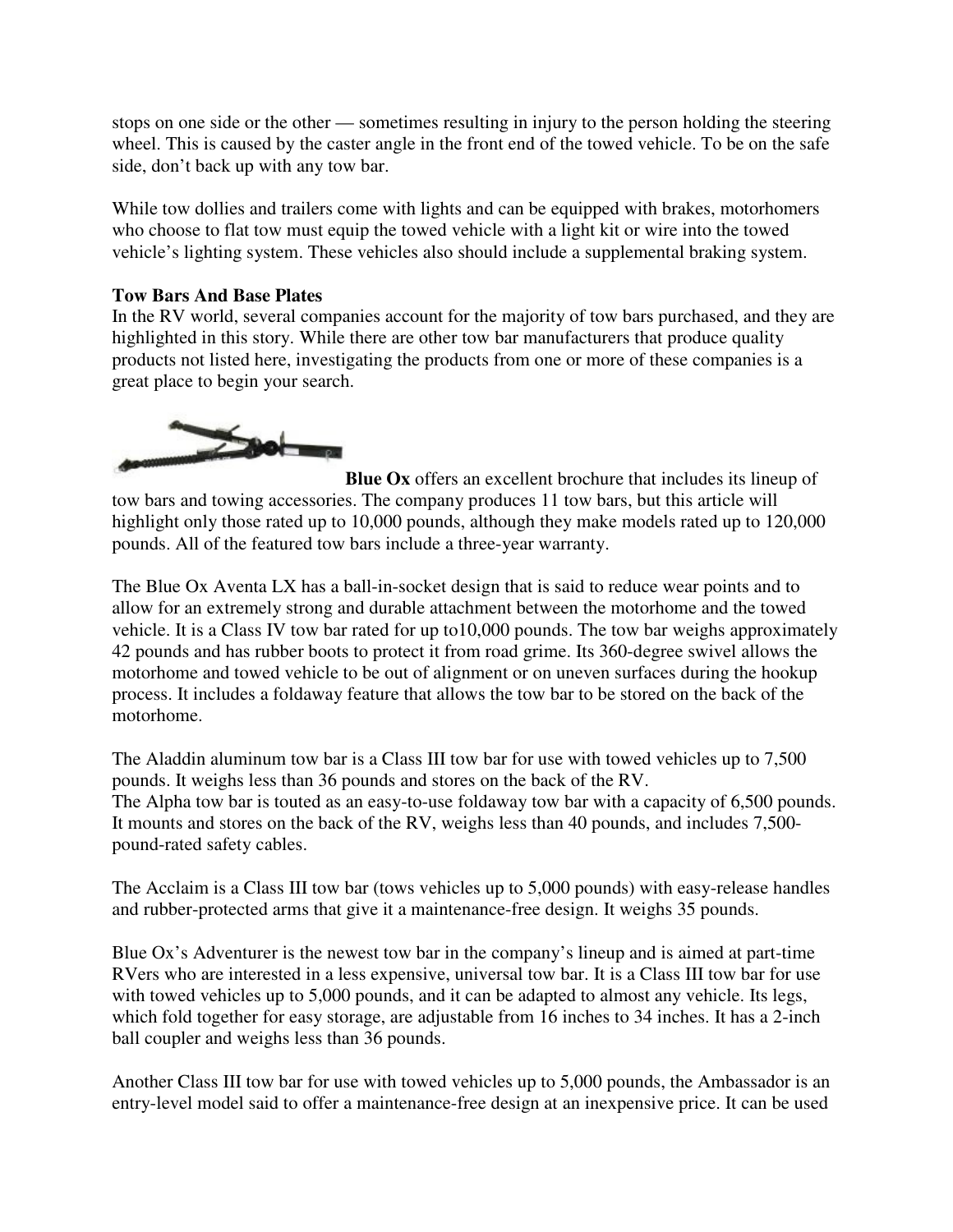stops on one side or the other — sometimes resulting in injury to the person holding the steering wheel. This is caused by the caster angle in the front end of the towed vehicle. To be on the safe side, don't back up with any tow bar.

While tow dollies and trailers come with lights and can be equipped with brakes, motorhomers who choose to flat tow must equip the towed vehicle with a light kit or wire into the towed vehicle's lighting system. These vehicles also should include a supplemental braking system.

**Tow Bars And Base Plates**

In the RV world, several companies account for the majority of tow bars purchased, and they are highlighted in this story. While there are other tow bar manufacturers that produce quality products not listed here, investigating the products from one or more of these companies is a great place to begin your search.

**Blue Ox** offers an excellent brochure that includes its lineup of tow bars and towing accessories. The company produces 11 tow bars, but this article will highlight only those rated up to 10,000 pounds, although they make models rated up to 120,000 pounds. All of the featured tow bars include a three-year warranty.

The Blue Ox Aventa LX has a ball-in-socket design that is said to reduce wear points and to allow for an extremely strong and durable attachment between the motorhome and the towed vehicle. It is a Class IV tow bar rated for up to10,000 pounds. The tow bar weighs approximately 42 pounds and has rubber boots to protect it from road grime. Its 360-degree swivel allows the motorhome and towed vehicle to be out of alignment or on uneven surfaces during the hookup process. It includes a foldaway feature that allows the tow bar to be stored on the back of the motorhome.

The Aladdin aluminum tow bar is a Class III tow bar for use with towed vehicles up to 7,500 pounds. It weighs less than 36 pounds and stores on the back of the RV.
The Alpha tow bar is touted as an easy-to-use foldaway tow bar with a capacity of 6,500 pounds. It mounts and stores on the back of the RV, weighs less than 40 pounds, and includes 7,500-pound-rated safety cables.

The Acclaim is a Class III tow bar (tows vehicles up to 5,000 pounds) with easy-release handles and rubber-protected arms that give it a maintenance-free design. It weighs 35 pounds.

Blue Ox's Adventurer is the newest tow bar in the company's lineup and is aimed at part-time RVers who are interested in a less expensive, universal tow bar. It is a Class III tow bar for use with towed vehicles up to 5,000 pounds, and it can be adapted to almost any vehicle. Its legs, which fold together for easy storage, are adjustable from 16 inches to 34 inches. It has a 2-inch ball coupler and weighs less than 36 pounds.

Another Class III tow bar for use with towed vehicles up to 5,000 pounds, the Ambassador is an entry-level model said to offer a maintenance-free design at an inexpensive price. It can be used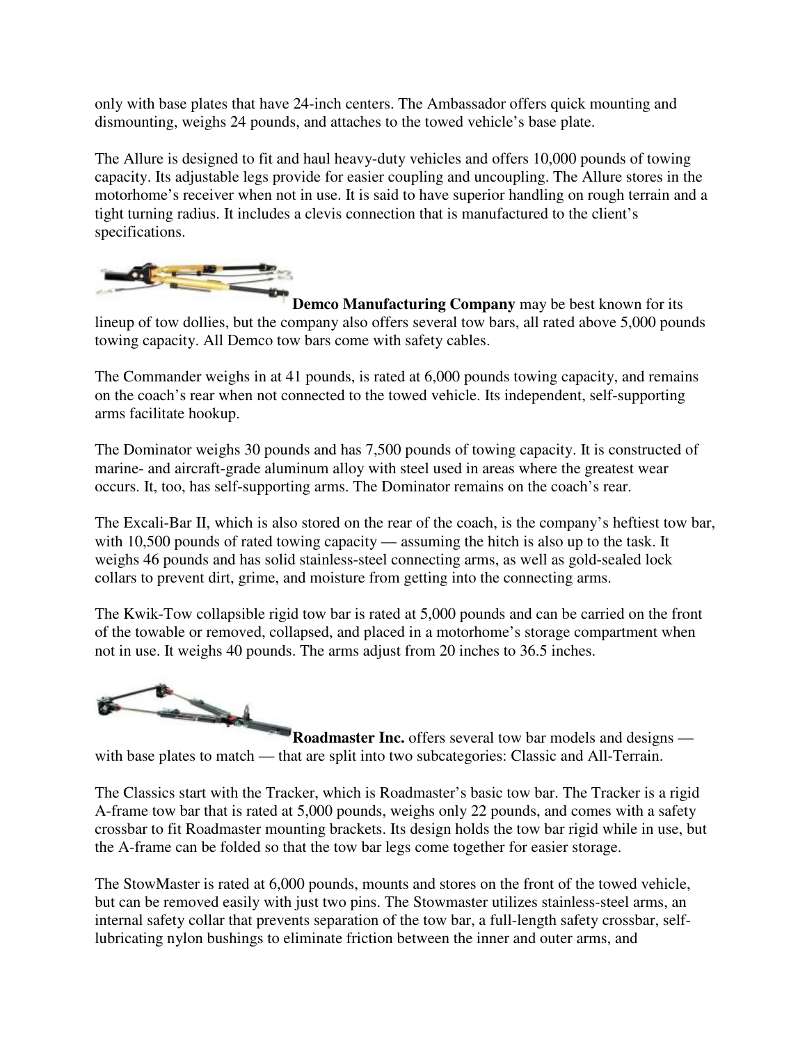only with base plates that have 24-inch centers. The Ambassador offers quick mounting and dismounting, weighs 24 pounds, and attaches to the towed vehicle's base plate.

The Allure is designed to fit and haul heavy-duty vehicles and offers 10,000 pounds of towing capacity. Its adjustable legs provide for easier coupling and uncoupling. The Allure stores in the motorhome's receiver when not in use. It is said to have superior handling on rough terrain and a tight turning radius. It includes a clevis connection that is manufactured to the client's specifications.

**Demco Manufacturing Company** may be best known for its lineup of tow dollies, but the company also offers several tow bars, all rated above 5,000 pounds towing capacity. All Demco tow bars come with safety cables.

The Commander weighs in at 41 pounds, is rated at 6,000 pounds towing capacity, and remains on the coach's rear when not connected to the towed vehicle. Its independent, self-supporting arms facilitate hookup.

The Dominator weighs 30 pounds and has 7,500 pounds of towing capacity. It is constructed of marine- and aircraft-grade aluminum alloy with steel used in areas where the greatest wear occurs. It, too, has self-supporting arms. The Dominator remains on the coach's rear.

The Excali-Bar II, which is also stored on the rear of the coach, is the company's heftiest tow bar, with 10,500 pounds of rated towing capacity — assuming the hitch is also up to the task. It weighs 46 pounds and has solid stainless-steel connecting arms, as well as gold-sealed lock collars to prevent dirt, grime, and moisture from getting into the connecting arms.

The Kwik-Tow collapsible rigid tow bar is rated at 5,000 pounds and can be carried on the front of the towable or removed, collapsed, and placed in a motorhome's storage compartment when not in use. It weighs 40 pounds. The arms adjust from 20 inches to 36.5 inches.

**Roadmaster Inc.** offers several tow bar models and designs — with base plates to match — that are split into two subcategories: Classic and All-Terrain.

The Classics start with the Tracker, which is Roadmaster's basic tow bar. The Tracker is a rigid A-frame tow bar that is rated at 5,000 pounds, weighs only 22 pounds, and comes with a safety crossbar to fit Roadmaster mounting brackets. Its design holds the tow bar rigid while in use, but the A-frame can be folded so that the tow bar legs come together for easier storage.

The StowMaster is rated at 6,000 pounds, mounts and stores on the front of the towed vehicle, but can be removed easily with just two pins. The Stowmaster utilizes stainless-steel arms, an internal safety collar that prevents separation of the tow bar, a full-length safety crossbar, self-lubricating nylon bushings to eliminate friction between the inner and outer arms, and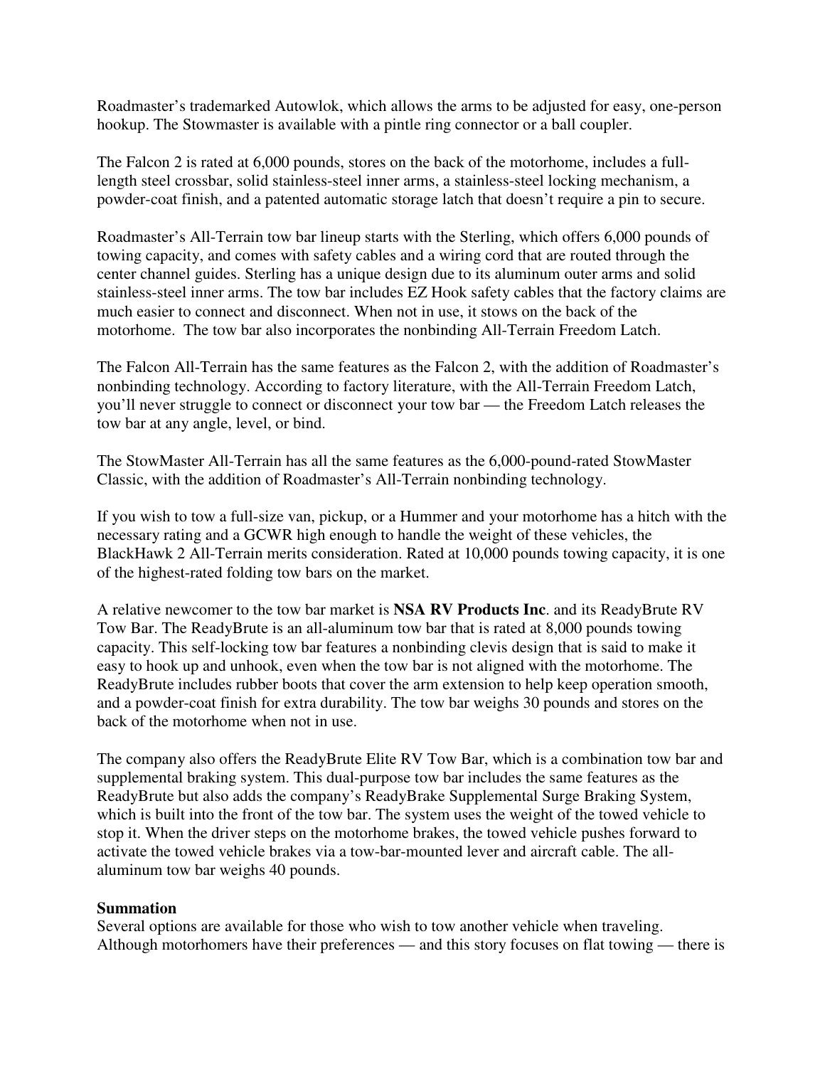Roadmaster's trademarked Autowlok, which allows the arms to be adjusted for easy, one-person hookup. The Stowmaster is available with a pintle ring connector or a ball coupler.

The Falcon 2 is rated at 6,000 pounds, stores on the back of the motorhome, includes a full-length steel crossbar, solid stainless-steel inner arms, a stainless-steel locking mechanism, a powder-coat finish, and a patented automatic storage latch that doesn't require a pin to secure.

Roadmaster's All-Terrain tow bar lineup starts with the Sterling, which offers 6,000 pounds of towing capacity, and comes with safety cables and a wiring cord that are routed through the center channel guides. Sterling has a unique design due to its aluminum outer arms and solid stainless-steel inner arms. The tow bar includes EZ Hook safety cables that the factory claims are much easier to connect and disconnect. When not in use, it stows on the back of the motorhome. The tow bar also incorporates the nonbinding All-Terrain Freedom Latch.

The Falcon All-Terrain has the same features as the Falcon 2, with the addition of Roadmaster's nonbinding technology. According to factory literature, with the All-Terrain Freedom Latch, you'll never struggle to connect or disconnect your tow bar — the Freedom Latch releases the tow bar at any angle, level, or bind.

The StowMaster All-Terrain has all the same features as the 6,000-pound-rated StowMaster Classic, with the addition of Roadmaster's All-Terrain nonbinding technology.

If you wish to tow a full-size van, pickup, or a Hummer and your motorhome has a hitch with the necessary rating and a GCWR high enough to handle the weight of these vehicles, the BlackHawk 2 All-Terrain merits consideration. Rated at 10,000 pounds towing capacity, it is one of the highest-rated folding tow bars on the market.

A relative newcomer to the tow bar market is **NSA RV Products Inc**. and its ReadyBrute RV Tow Bar. The ReadyBrute is an all-aluminum tow bar that is rated at 8,000 pounds towing capacity. This self-locking tow bar features a nonbinding clevis design that is said to make it easy to hook up and unhook, even when the tow bar is not aligned with the motorhome. The ReadyBrute includes rubber boots that cover the arm extension to help keep operation smooth, and a powder-coat finish for extra durability. The tow bar weighs 30 pounds and stores on the back of the motorhome when not in use.

The company also offers the ReadyBrute Elite RV Tow Bar, which is a combination tow bar and supplemental braking system. This dual-purpose tow bar includes the same features as the ReadyBrute but also adds the company's ReadyBrake Supplemental Surge Braking System, which is built into the front of the tow bar. The system uses the weight of the towed vehicle to stop it. When the driver steps on the motorhome brakes, the towed vehicle pushes forward to activate the towed vehicle brakes via a tow-bar-mounted lever and aircraft cable. The all-aluminum tow bar weighs 40 pounds.

**Summation**

Several options are available for those who wish to tow another vehicle when traveling. Although motorhomers have their preferences — and this story focuses on flat towing — there is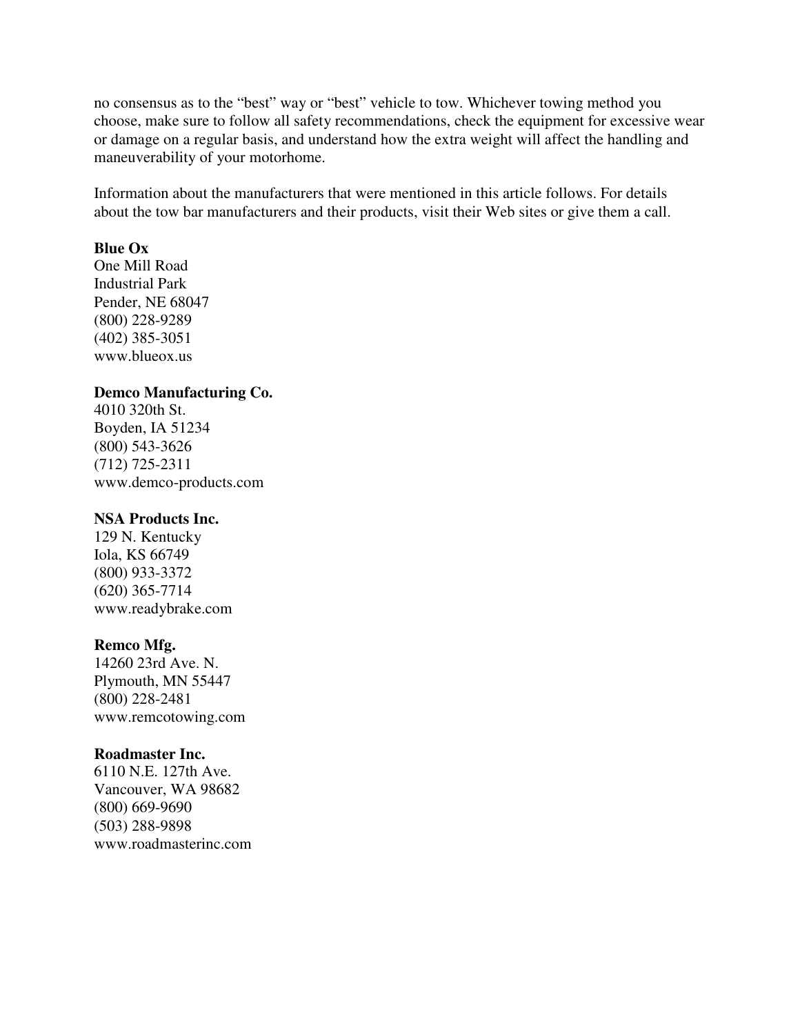no consensus as to the "best" way or "best" vehicle to tow. Whichever towing method you choose, make sure to follow all safety recommendations, check the equipment for excessive wear or damage on a regular basis, and understand how the extra weight will affect the handling and maneuverability of your motorhome.

Information about the manufacturers that were mentioned in this article follows. For details about the tow bar manufacturers and their products, visit their Web sites or give them a call.

**Blue Ox**
One Mill Road
Industrial Park
Pender, NE 68047
(800) 228-9289
(402) 385-3051
www.blueox.us

**Demco Manufacturing Co.**
4010 320th St.
Boyden, IA 51234
(800) 543-3626
(712) 725-2311
www.demco-products.com

**NSA Products Inc.**
129 N. Kentucky
Iola, KS 66749
(800) 933-3372
(620) 365-7714
www.readybrake.com

**Remco Mfg.**
14260 23rd Ave. N.
Plymouth, MN 55447
(800) 228-2481
www.remcotowing.com

**Roadmaster Inc.**
6110 N.E. 127th Ave.
Vancouver, WA 98682
(800) 669-9690
(503) 288-9898
www.roadmasterinc.com